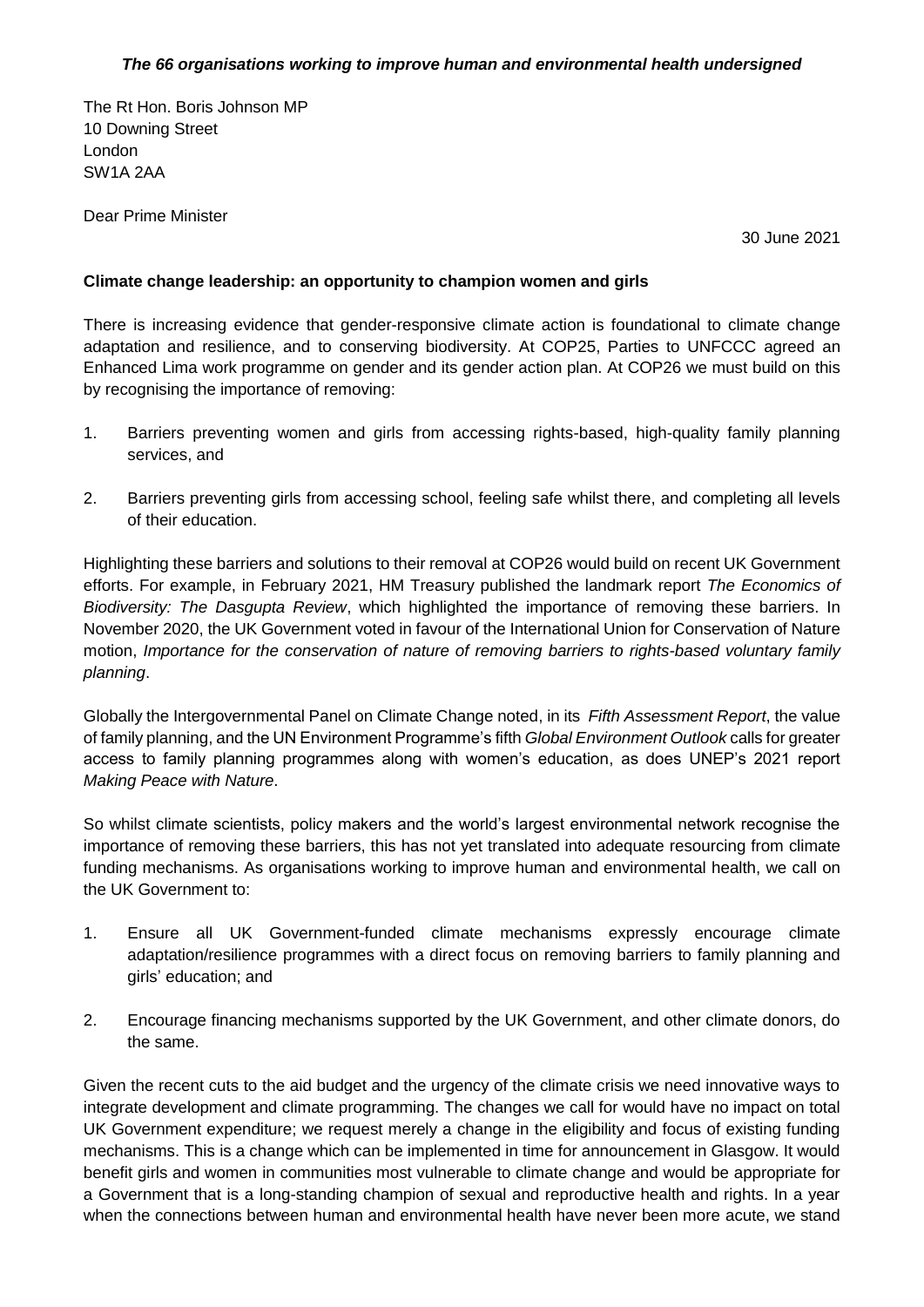***The 66 organisations working to improve human and environmental health undersigned***

The Rt Hon. Boris Johnson MP
10 Downing Street
London
SW1A 2AA

Dear Prime Minister

30 June 2021

**Climate change leadership: an opportunity to champion women and girls**

There is increasing evidence that gender-responsive climate action is foundational to climate change adaptation and resilience, and to conserving biodiversity. At COP25, Parties to UNFCCC agreed an Enhanced Lima work programme on gender and its gender action plan. At COP26 we must build on this by recognising the importance of removing:

1. Barriers preventing women and girls from accessing rights-based, high-quality family planning services, and
2. Barriers preventing girls from accessing school, feeling safe whilst there, and completing all levels of their education.

Highlighting these barriers and solutions to their removal at COP26 would build on recent UK Government efforts. For example, in February 2021, HM Treasury published the landmark report *The Economics of Biodiversity: The Dasgupta Review*, which highlighted the importance of removing these barriers. In November 2020, the UK Government voted in favour of the International Union for Conservation of Nature motion, *Importance for the conservation of nature of removing barriers to rights-based voluntary family planning*.

Globally the Intergovernmental Panel on Climate Change noted, in its *Fifth Assessment Report*, the value of family planning, and the UN Environment Programme's fifth *Global Environment Outlook* calls for greater access to family planning programmes along with women's education, as does UNEP's 2021 report *Making Peace with Nature*.

So whilst climate scientists, policy makers and the world's largest environmental network recognise the importance of removing these barriers, this has not yet translated into adequate resourcing from climate funding mechanisms. As organisations working to improve human and environmental health, we call on the UK Government to:

1. Ensure all UK Government-funded climate mechanisms expressly encourage climate adaptation/resilience programmes with a direct focus on removing barriers to family planning and girls' education; and
2. Encourage financing mechanisms supported by the UK Government, and other climate donors, do the same.

Given the recent cuts to the aid budget and the urgency of the climate crisis we need innovative ways to integrate development and climate programming. The changes we call for would have no impact on total UK Government expenditure; we request merely a change in the eligibility and focus of existing funding mechanisms. This is a change which can be implemented in time for announcement in Glasgow. It would benefit girls and women in communities most vulnerable to climate change and would be appropriate for a Government that is a long-standing champion of sexual and reproductive health and rights. In a year when the connections between human and environmental health have never been more acute, we stand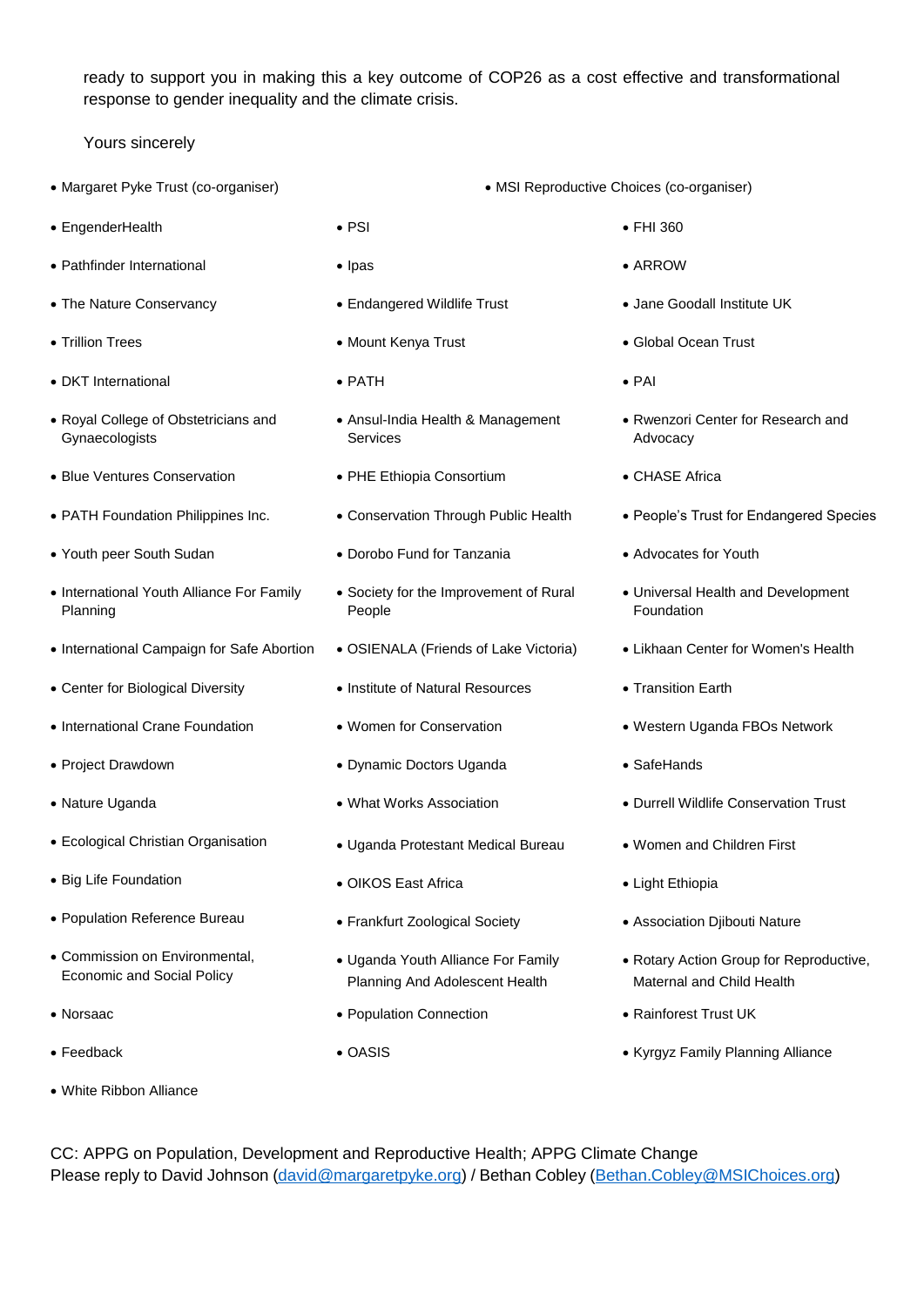ready to support you in making this a key outcome of COP26 as a cost effective and transformational response to gender inequality and the climate crisis.

Yours sincerely

- Margaret Pyke Trust (co-organiser)
- MSI Reproductive Choices (co-organiser)
- EngenderHealth
- PSI
- FHI 360
- Pathfinder International
- Ipas
- ARROW
- The Nature Conservancy
- Endangered Wildlife Trust
- Jane Goodall Institute UK
- Trillion Trees
- Mount Kenya Trust
- Global Ocean Trust
- DKT International
- PATH
- PAI
- Royal College of Obstetricians and Gynaecologists
- Ansul-India Health & Management Services
- Rwenzori Center for Research and Advocacy
- Blue Ventures Conservation
- PHE Ethiopia Consortium
- CHASE Africa
- PATH Foundation Philippines Inc.
- Conservation Through Public Health
- People's Trust for Endangered Species
- Youth peer South Sudan
- Dorobo Fund for Tanzania
- Advocates for Youth
- International Youth Alliance For Family Planning
- Society for the Improvement of Rural People
- Universal Health and Development Foundation
- International Campaign for Safe Abortion
- OSIENALA (Friends of Lake Victoria)
- Likhaan Center for Women's Health
- Center for Biological Diversity
- Institute of Natural Resources
- Transition Earth
- International Crane Foundation
- Women for Conservation
- Western Uganda FBOs Network
- Project Drawdown
- Dynamic Doctors Uganda
- SafeHands
- Nature Uganda
- What Works Association
- Durrell Wildlife Conservation Trust
- Ecological Christian Organisation
- Uganda Protestant Medical Bureau
- Women and Children First
- Big Life Foundation
- OIKOS East Africa
- Light Ethiopia
- Population Reference Bureau
- Frankfurt Zoological Society
- Association Djibouti Nature
- Commission on Environmental, Economic and Social Policy
- Uganda Youth Alliance For Family Planning And Adolescent Health
- Rotary Action Group for Reproductive, Maternal and Child Health
- Norsaac
- Population Connection
- Rainforest Trust UK
- Feedback
- OASIS
- Kyrgyz Family Planning Alliance
- White Ribbon Alliance

CC: APPG on Population, Development and Reproductive Health; APPG Climate Change
Please reply to David Johnson (david@margaretpyke.org) / Bethan Cobley (Bethan.Cobley@MSIChoices.org)